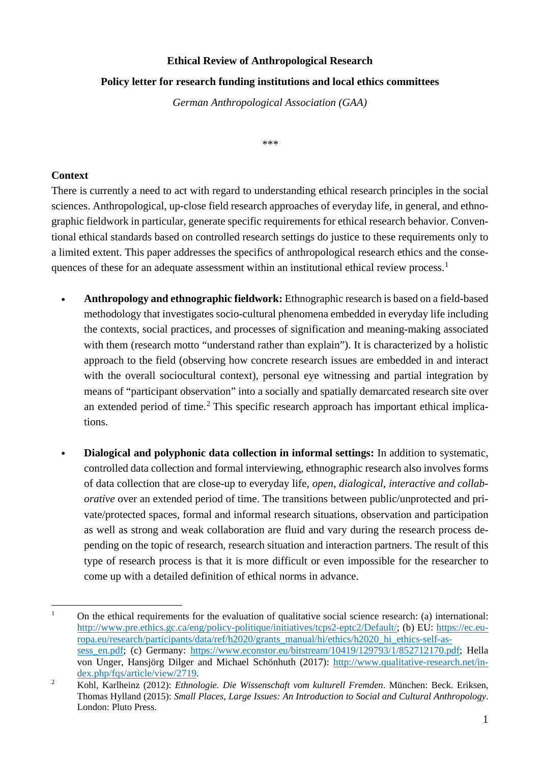**Ethical Review of Anthropological Research**

**Policy letter for research funding institutions and local ethics committees**

*German Anthropological Association (GAA)*

\*\*\*

## Context

There is currently a need to act with regard to understanding ethical research principles in the social sciences. Anthropological, up-close field research approaches of everyday life, in general, and ethnographic fieldwork in particular, generate specific requirements for ethical research behavior. Conventional ethical standards based on controlled research settings do justice to these requirements only to a limited extent. This paper addresses the specifics of anthropological research ethics and the consequences of these for an adequate assessment within an institutional ethical review process.[1]

- **Anthropology and ethnographic fieldwork:** Ethnographic research is based on a field-based methodology that investigates socio-cultural phenomena embedded in everyday life including the contexts, social practices, and processes of signification and meaning-making associated with them (research motto "understand rather than explain"). It is characterized by a holistic approach to the field (observing how concrete research issues are embedded in and interact with the overall sociocultural context), personal eye witnessing and partial integration by means of "participant observation" into a socially and spatially demarcated research site over an extended period of time.[2] This specific research approach has important ethical implications.

- **Dialogical and polyphonic data collection in informal settings:** In addition to systematic, controlled data collection and formal interviewing, ethnographic research also involves forms of data collection that are close-up to everyday life, *open*, *dialogical*, *interactive and collaborative* over an extended period of time. The transitions between public/unprotected and private/protected spaces, formal and informal research situations, observation and participation as well as strong and weak collaboration are fluid and vary during the research process depending on the topic of research, research situation and interaction partners. The result of this type of research process is that it is more difficult or even impossible for the researcher to come up with a detailed definition of ethical norms in advance.

---

[1] On the ethical requirements for the evaluation of qualitative social science research: (a) international: http://www.pre.ethics.gc.ca/eng/policy-politique/initiatives/tcps2-eptc2/Default/; (b) EU: https://ec.europa.eu/research/participants/data/ref/h2020/grants_manual/hi/ethics/h2020_hi_ethics-self-assess_en.pdf; (c) Germany: https://www.econstor.eu/bitstream/10419/129793/1/852712170.pdf; Hella von Unger, Hansjörg Dilger and Michael Schönhuth (2017): http://www.qualitative-research.net/index.php/fqs/article/view/2719.

[2] Kohl, Karlheinz (2012): *Ethnologie. Die Wissenschaft vom kulturell Fremden*. München: Beck. Eriksen, Thomas Hylland (2015): *Small Places, Large Issues: An Introduction to Social and Cultural Anthropology*. London: Pluto Press.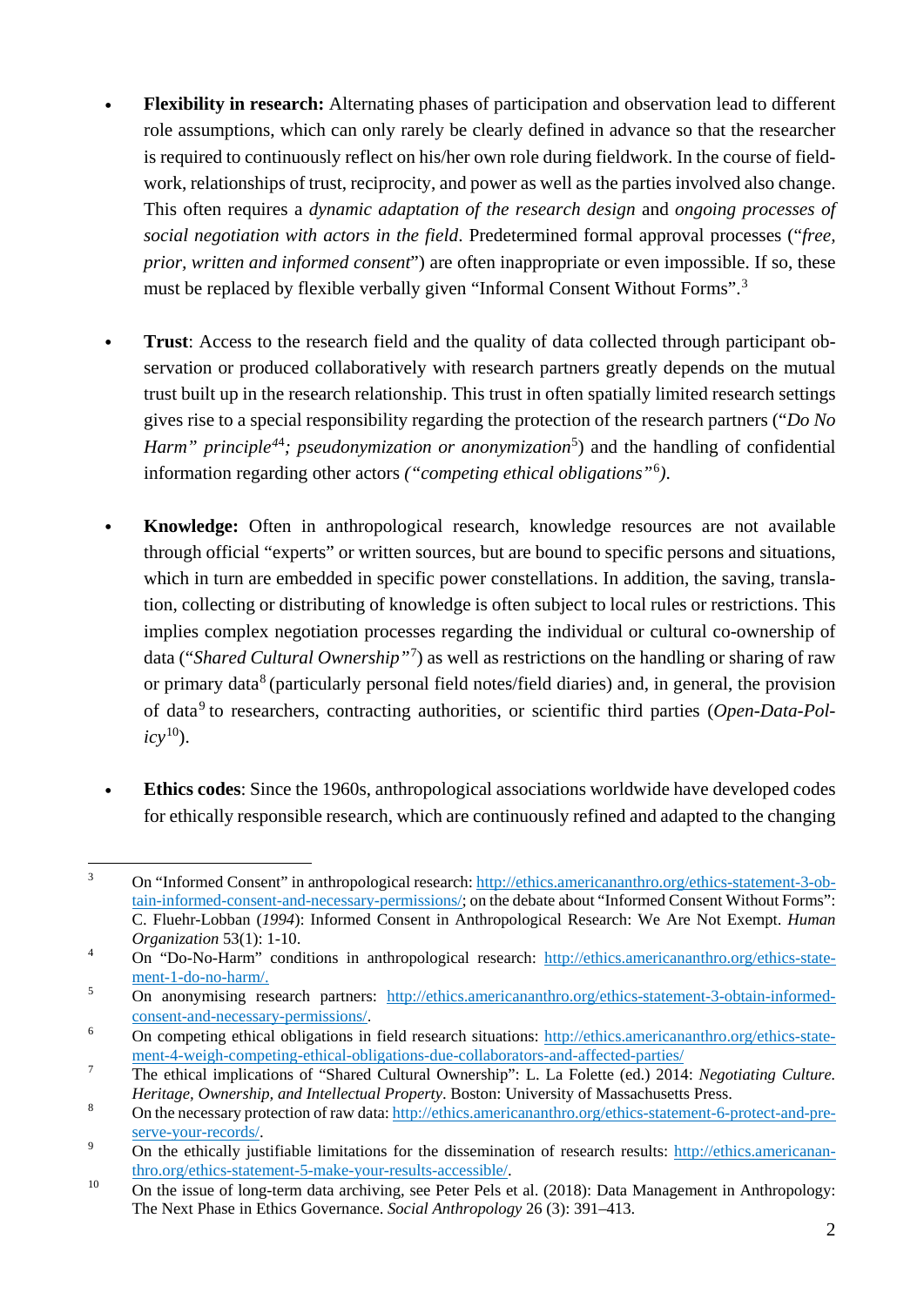- **Flexibility in research:** Alternating phases of participation and observation lead to different role assumptions, which can only rarely be clearly defined in advance so that the researcher is required to continuously reflect on his/her own role during fieldwork. In the course of fieldwork, relationships of trust, reciprocity, and power as well as the parties involved also change. This often requires a *dynamic adaptation of the research design* and *ongoing processes of social negotiation with actors in the field*. Predetermined formal approval processes ("*free, prior, written and informed consent*") are often inappropriate or even impossible. If so, these must be replaced by flexible verbally given "Informal Consent Without Forms".[3]

- **Trust**: Access to the research field and the quality of data collected through participant observation or produced collaboratively with research partners greatly depends on the mutual trust built up in the research relationship. This trust in often spatially limited research settings gives rise to a special responsibility regarding the protection of the research partners ("*Do No Harm" principle*[44]*; pseudonymization or anonymization*[5]) and the handling of confidential information regarding other actors *("competing ethical obligations"*[6]*).*

- **Knowledge:** Often in anthropological research, knowledge resources are not available through official "experts" or written sources, but are bound to specific persons and situations, which in turn are embedded in specific power constellations. In addition, the saving, translation, collecting or distributing of knowledge is often subject to local rules or restrictions. This implies complex negotiation processes regarding the individual or cultural co-ownership of data ("*Shared Cultural Ownership"*[7]) as well as restrictions on the handling or sharing of raw or primary data[8] (particularly personal field notes/field diaries) and, in general, the provision of data[9] to researchers, contracting authorities, or scientific third parties (*Open-Data-Policy*[10]).

- **Ethics codes**: Since the 1960s, anthropological associations worldwide have developed codes for ethically responsible research, which are continuously refined and adapted to the changing

---

[3] On "Informed Consent" in anthropological research: http://ethics.americananthro.org/ethics-statement-3-obtain-informed-consent-and-necessary-permissions/; on the debate about "Informed Consent Without Forms": C. Fluehr-Lobban (*1994*): Informed Consent in Anthropological Research: We Are Not Exempt. *Human Organization* 53(1): 1-10.

[4] On "Do-No-Harm" conditions in anthropological research: http://ethics.americananthro.org/ethics-statement-1-do-no-harm/.

[5] On anonymising research partners: http://ethics.americananthro.org/ethics-statement-3-obtain-informed-consent-and-necessary-permissions/.

[6] On competing ethical obligations in field research situations: http://ethics.americananthro.org/ethics-statement-4-weigh-competing-ethical-obligations-due-collaborators-and-affected-parties/

[7] The ethical implications of "Shared Cultural Ownership": L. La Folette (ed.) 2014: *Negotiating Culture. Heritage, Ownership, and Intellectual Property*. Boston: University of Massachusetts Press.

[8] On the necessary protection of raw data: http://ethics.americananthro.org/ethics-statement-6-protect-and-preserve-your-records/.

[9] On the ethically justifiable limitations for the dissemination of research results: http://ethics.americananthro.org/ethics-statement-5-make-your-results-accessible/.

[10] On the issue of long-term data archiving, see Peter Pels et al. (2018): Data Management in Anthropology: The Next Phase in Ethics Governance. *Social Anthropology* 26 (3): 391–413.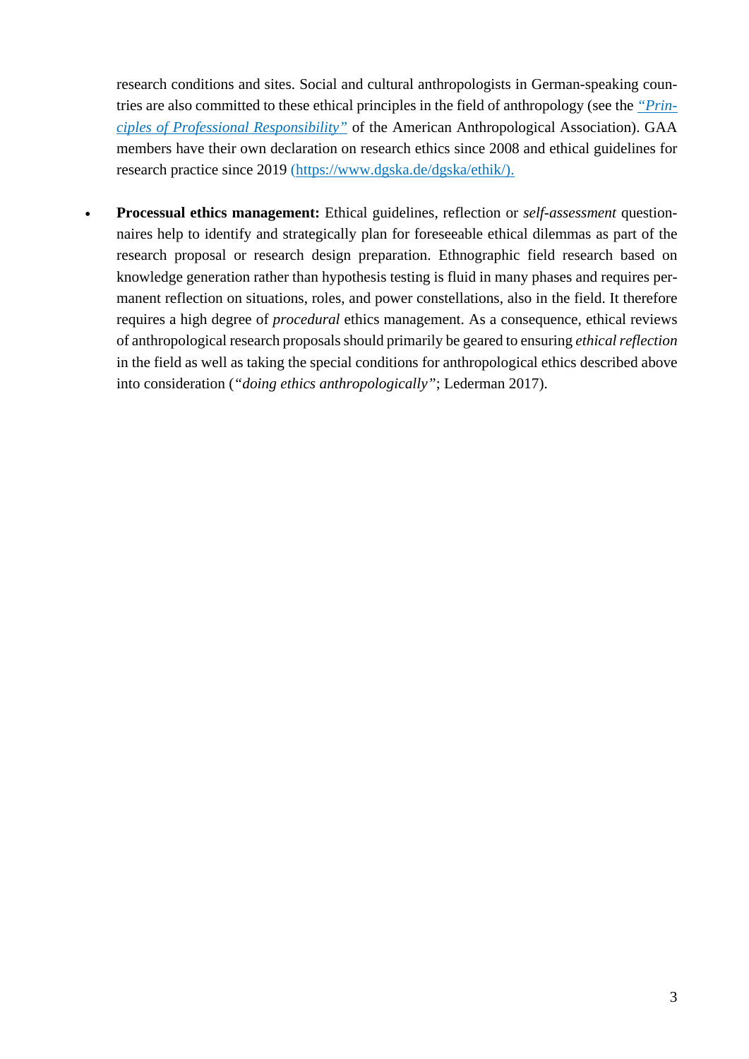research conditions and sites. Social and cultural anthropologists in German-speaking countries are also committed to these ethical principles in the field of anthropology (see the *"Principles of Professional Responsibility"* of the American Anthropological Association). GAA members have their own declaration on research ethics since 2008 and ethical guidelines for research practice since 2019 (https://www.dgska.de/dgska/ethik/).

- **Processual ethics management:** Ethical guidelines, reflection or *self-assessment* questionnaires help to identify and strategically plan for foreseeable ethical dilemmas as part of the research proposal or research design preparation. Ethnographic field research based on knowledge generation rather than hypothesis testing is fluid in many phases and requires permanent reflection on situations, roles, and power constellations, also in the field. It therefore requires a high degree of *procedural* ethics management. As a consequence, ethical reviews of anthropological research proposals should primarily be geared to ensuring *ethical reflection* in the field as well as taking the special conditions for anthropological ethics described above into consideration (*"doing ethics anthropologically"*; Lederman 2017).